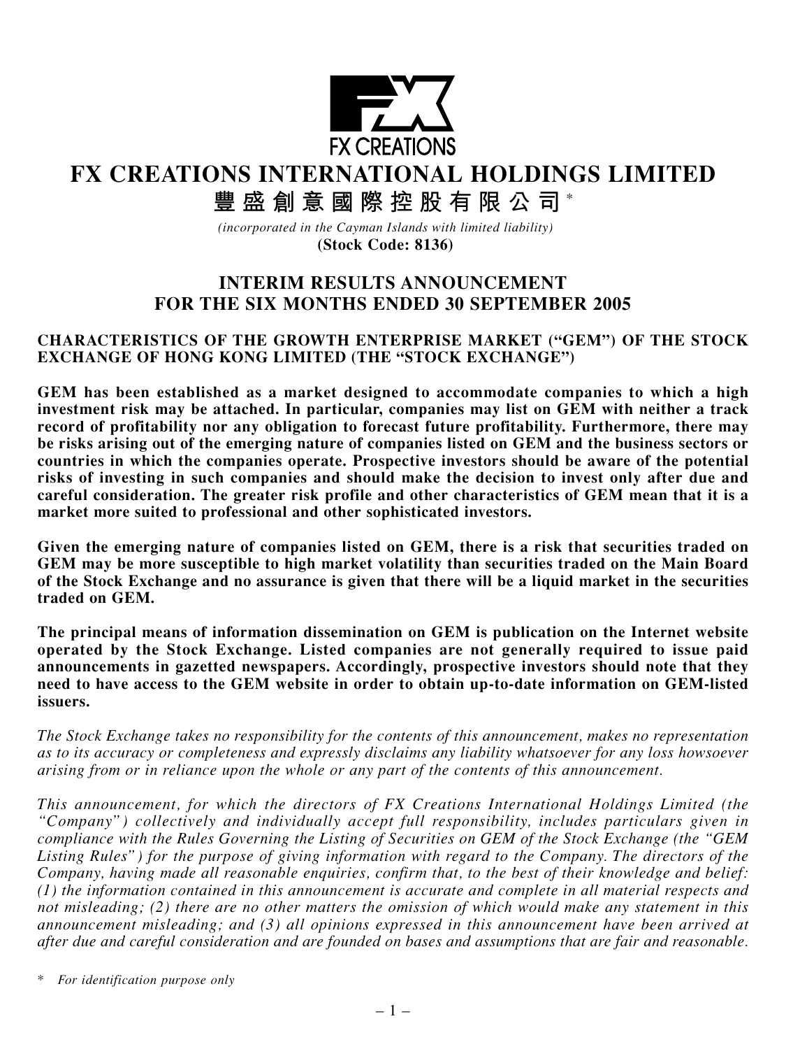FX CREATIONS

# FX CREATIONS INTERNATIONAL HOLDINGS LIMITED

# 豐盛創意國際控股有限公司*

*(incorporated in the Cayman Islands with limited liability)*

**(Stock Code: 8136)**

## INTERIM RESULTS ANNOUNCEMENT FOR THE SIX MONTHS ENDED 30 SEPTEMBER 2005

**CHARACTERISTICS OF THE GROWTH ENTERPRISE MARKET ("GEM") OF THE STOCK EXCHANGE OF HONG KONG LIMITED (THE "STOCK EXCHANGE")**

**GEM has been established as a market designed to accommodate companies to which a high investment risk may be attached. In particular, companies may list on GEM with neither a track record of profitability nor any obligation to forecast future profitability. Furthermore, there may be risks arising out of the emerging nature of companies listed on GEM and the business sectors or countries in which the companies operate. Prospective investors should be aware of the potential risks of investing in such companies and should make the decision to invest only after due and careful consideration. The greater risk profile and other characteristics of GEM mean that it is a market more suited to professional and other sophisticated investors.**

**Given the emerging nature of companies listed on GEM, there is a risk that securities traded on GEM may be more susceptible to high market volatility than securities traded on the Main Board of the Stock Exchange and no assurance is given that there will be a liquid market in the securities traded on GEM.**

**The principal means of information dissemination on GEM is publication on the Internet website operated by the Stock Exchange. Listed companies are not generally required to issue paid announcements in gazetted newspapers. Accordingly, prospective investors should note that they need to have access to the GEM website in order to obtain up-to-date information on GEM-listed issuers.**

*The Stock Exchange takes no responsibility for the contents of this announcement, makes no representation as to its accuracy or completeness and expressly disclaims any liability whatsoever for any loss howsoever arising from or in reliance upon the whole or any part of the contents of this announcement.*

*This announcement, for which the directors of FX Creations International Holdings Limited (the "Company") collectively and individually accept full responsibility, includes particulars given in compliance with the Rules Governing the Listing of Securities on GEM of the Stock Exchange (the "GEM Listing Rules") for the purpose of giving information with regard to the Company. The directors of the Company, having made all reasonable enquiries, confirm that, to the best of their knowledge and belief: (1) the information contained in this announcement is accurate and complete in all material respects and not misleading; (2) there are no other matters the omission of which would make any statement in this announcement misleading; and (3) all opinions expressed in this announcement have been arrived at after due and careful consideration and are founded on bases and assumptions that are fair and reasonable.*

\* *For identification purpose only*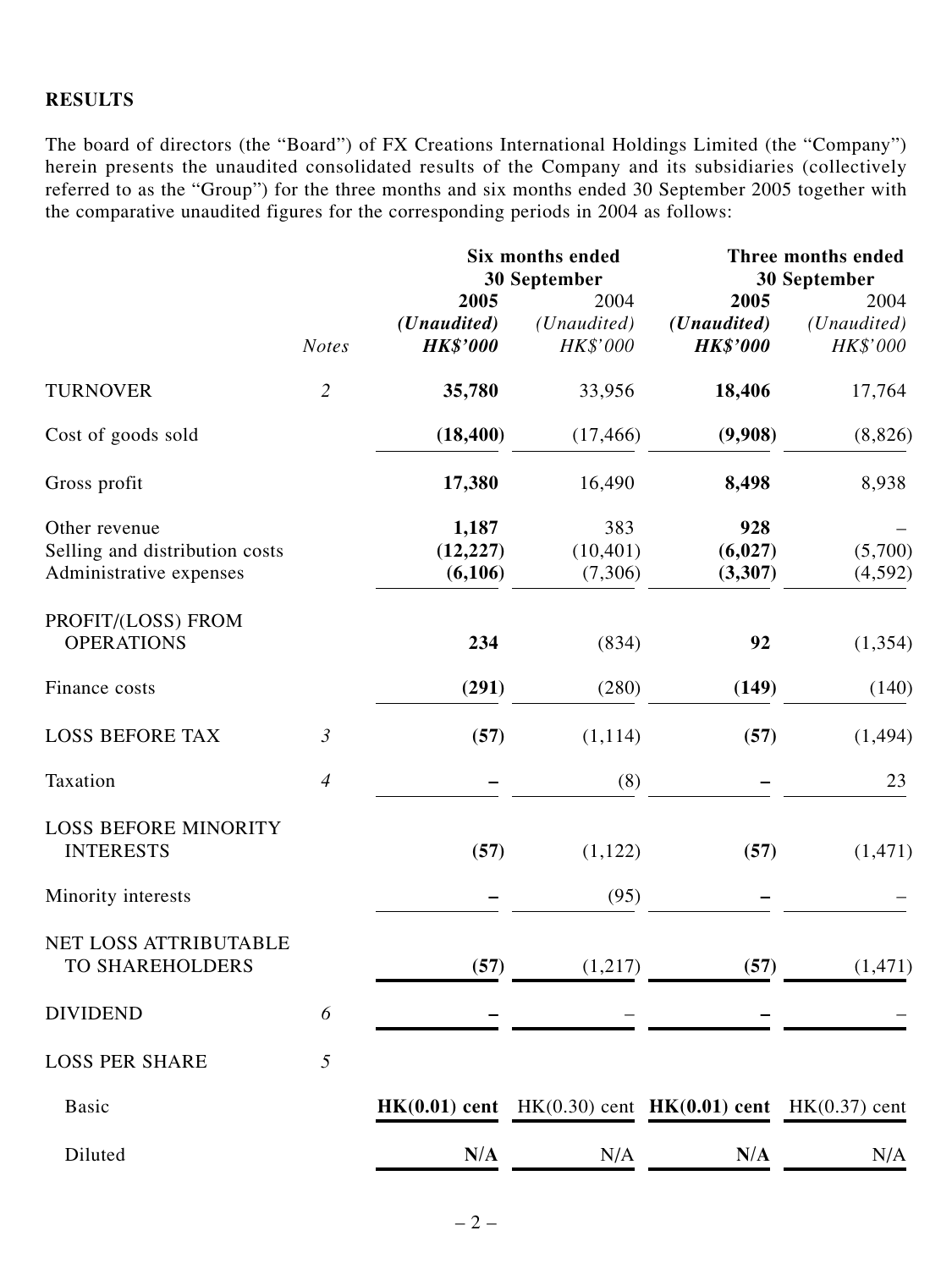## RESULTS

The board of directors (the "Board") of FX Creations International Holdings Limited (the "Company") herein presents the unaudited consolidated results of the Company and its subsidiaries (collectively referred to as the "Group") for the three months and six months ended 30 September 2005 together with the comparative unaudited figures for the corresponding periods in 2004 as follows:

| | | Six months ended 30 September | | Three months ended 30 September | |
|---|---|---|---|---|---|
| | | **2005** | 2004 | **2005** | 2004 |
| | | ***(Unaudited)*** | *(Unaudited)* | ***(Unaudited)*** | *(Unaudited)* |
| | *Notes* | ***HK$'000*** | *HK$'000* | ***HK$'000*** | *HK$'000* |
| TURNOVER | *2* | **35,780** | 33,956 | **18,406** | 17,764 |
| Cost of goods sold | | **(18,400)** | (17,466) | **(9,908)** | (8,826) |
| Gross profit | | **17,380** | 16,490 | **8,498** | 8,938 |
| Other revenue | | **1,187** | 383 | **928** | – |
| Selling and distribution costs | | **(12,227)** | (10,401) | **(6,027)** | (5,700) |
| Administrative expenses | | **(6,106)** | (7,306) | **(3,307)** | (4,592) |
| PROFIT/(LOSS) FROM OPERATIONS | | **234** | (834) | **92** | (1,354) |
| Finance costs | | **(291)** | (280) | **(149)** | (140) |
| LOSS BEFORE TAX | *3* | **(57)** | (1,114) | **(57)** | (1,494) |
| Taxation | *4* | **–** | (8) | **–** | 23 |
| LOSS BEFORE MINORITY INTERESTS | | **(57)** | (1,122) | **(57)** | (1,471) |
| Minority interests | | **–** | (95) | **–** | – |
| NET LOSS ATTRIBUTABLE TO SHAREHOLDERS | | **(57)** | (1,217) | **(57)** | (1,471) |
| DIVIDEND | *6* | **–** | – | **–** | – |
| LOSS PER SHARE | *5* | | | | |
| Basic | | **HK(0.01) cent** | HK(0.30) cent | **HK(0.01) cent** | HK(0.37) cent |
| Diluted | | **N/A** | N/A | **N/A** | N/A |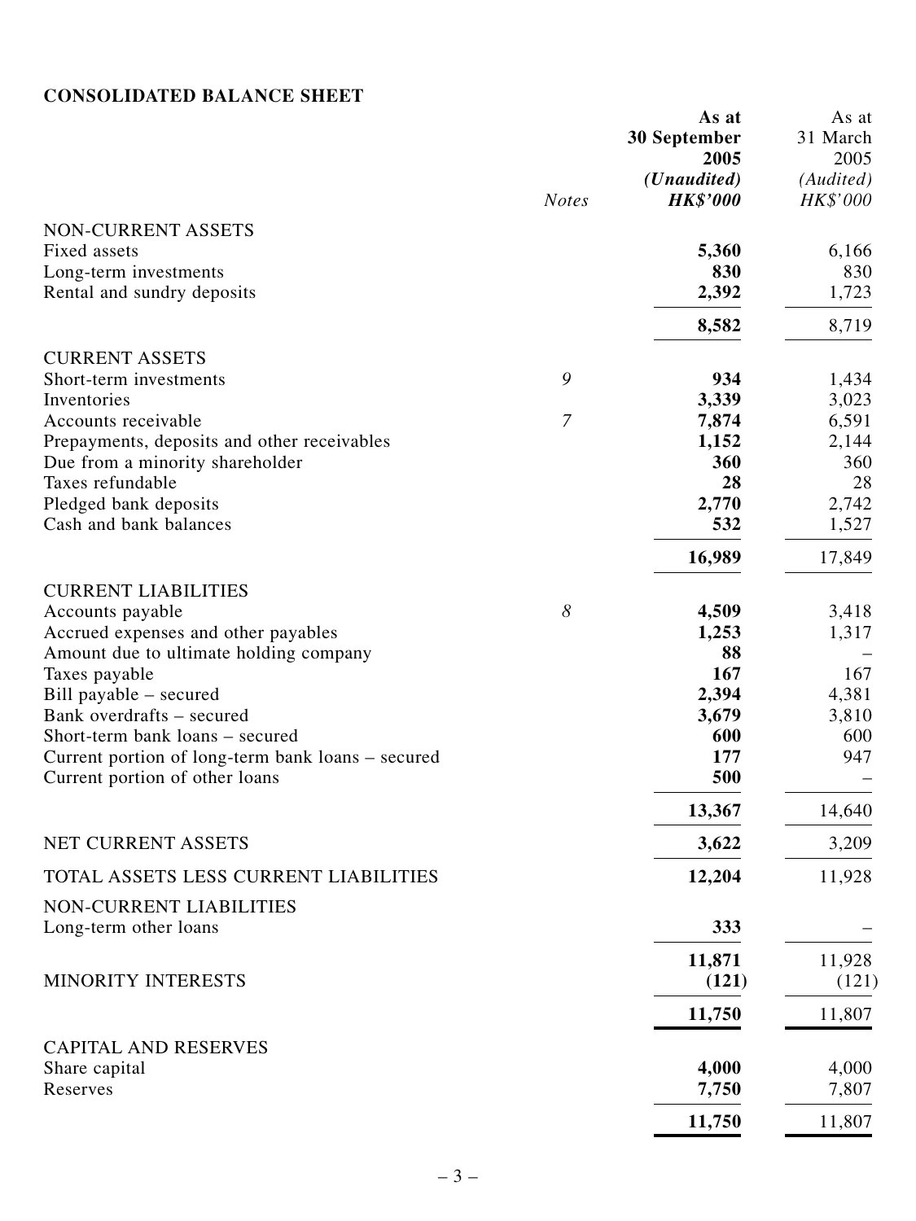## CONSOLIDATED BALANCE SHEET

| | Notes | As at 30 September 2005 (Unaudited) HK$'000 | As at 31 March 2005 (Audited) HK$'000 |
|---|---|---|---|
| NON-CURRENT ASSETS | | | |
| Fixed assets | | **5,360** | 6,166 |
| Long-term investments | | **830** | 830 |
| Rental and sundry deposits | | **2,392** | 1,723 |
| | | **8,582** | 8,719 |
| CURRENT ASSETS | | | |
| Short-term investments | 9 | **934** | 1,434 |
| Inventories | | **3,339** | 3,023 |
| Accounts receivable | 7 | **7,874** | 6,591 |
| Prepayments, deposits and other receivables | | **1,152** | 2,144 |
| Due from a minority shareholder | | **360** | 360 |
| Taxes refundable | | **28** | 28 |
| Pledged bank deposits | | **2,770** | 2,742 |
| Cash and bank balances | | **532** | 1,527 |
| | | **16,989** | 17,849 |
| CURRENT LIABILITIES | | | |
| Accounts payable | 8 | **4,509** | 3,418 |
| Accrued expenses and other payables | | **1,253** | 1,317 |
| Amount due to ultimate holding company | | **88** | – |
| Taxes payable | | **167** | 167 |
| Bill payable – secured | | **2,394** | 4,381 |
| Bank overdrafts – secured | | **3,679** | 3,810 |
| Short-term bank loans – secured | | **600** | 600 |
| Current portion of long-term bank loans – secured | | **177** | 947 |
| Current portion of other loans | | **500** | – |
| | | **13,367** | 14,640 |
| NET CURRENT ASSETS | | **3,622** | 3,209 |
| TOTAL ASSETS LESS CURRENT LIABILITIES | | **12,204** | 11,928 |
| NON-CURRENT LIABILITIES | | | |
| Long-term other loans | | **333** | – |
| | | **11,871** | 11,928 |
| MINORITY INTERESTS | | **(121)** | (121) |
| | | **11,750** | 11,807 |
| CAPITAL AND RESERVES | | | |
| Share capital | | **4,000** | 4,000 |
| Reserves | | **7,750** | 7,807 |
| | | **11,750** | 11,807 |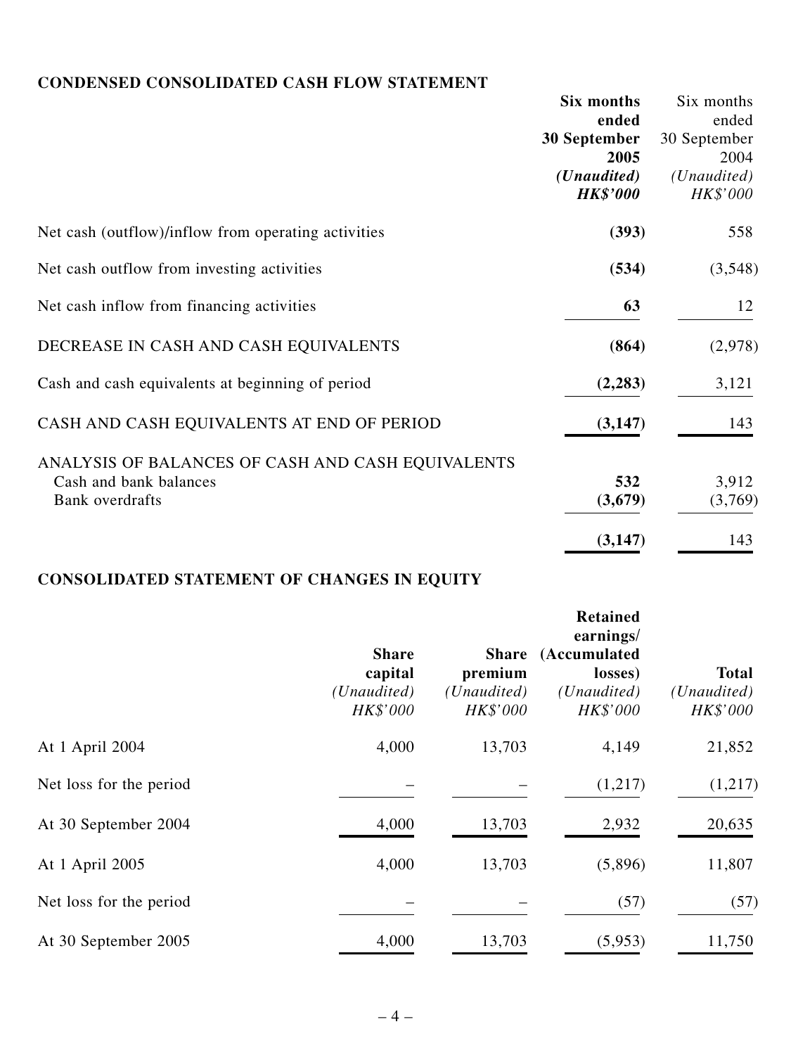## CONDENSED CONSOLIDATED CASH FLOW STATEMENT

| | **Six months ended 30 September 2005** *(Unaudited)* ***HK$'000*** | Six months ended 30 September 2004 *(Unaudited)* *HK$'000* |
|---|---|---|
| Net cash (outflow)/inflow from operating activities | **(393)** | 558 |
| Net cash outflow from investing activities | **(534)** | (3,548) |
| Net cash inflow from financing activities | **63** | 12 |
| DECREASE IN CASH AND CASH EQUIVALENTS | **(864)** | (2,978) |
| Cash and cash equivalents at beginning of period | **(2,283)** | 3,121 |
| CASH AND CASH EQUIVALENTS AT END OF PERIOD | **(3,147)** | 143 |
| ANALYSIS OF BALANCES OF CASH AND CASH EQUIVALENTS | | |
| Cash and bank balances | **532** | 3,912 |
| Bank overdrafts | **(3,679)** | (3,769) |
| | **(3,147)** | 143 |

## CONSOLIDATED STATEMENT OF CHANGES IN EQUITY

| | **Share capital** *(Unaudited)* *HK$'000* | **Share premium** *(Unaudited)* *HK$'000* | **Retained earnings/ (Accumulated losses)** *(Unaudited)* *HK$'000* | **Total** *(Unaudited)* *HK$'000* |
|---|---|---|---|---|
| At 1 April 2004 | 4,000 | 13,703 | 4,149 | 21,852 |
| Net loss for the period | – | – | (1,217) | (1,217) |
| At 30 September 2004 | 4,000 | 13,703 | 2,932 | 20,635 |
| At 1 April 2005 | 4,000 | 13,703 | (5,896) | 11,807 |
| Net loss for the period | – | – | (57) | (57) |
| At 30 September 2005 | 4,000 | 13,703 | (5,953) | 11,750 |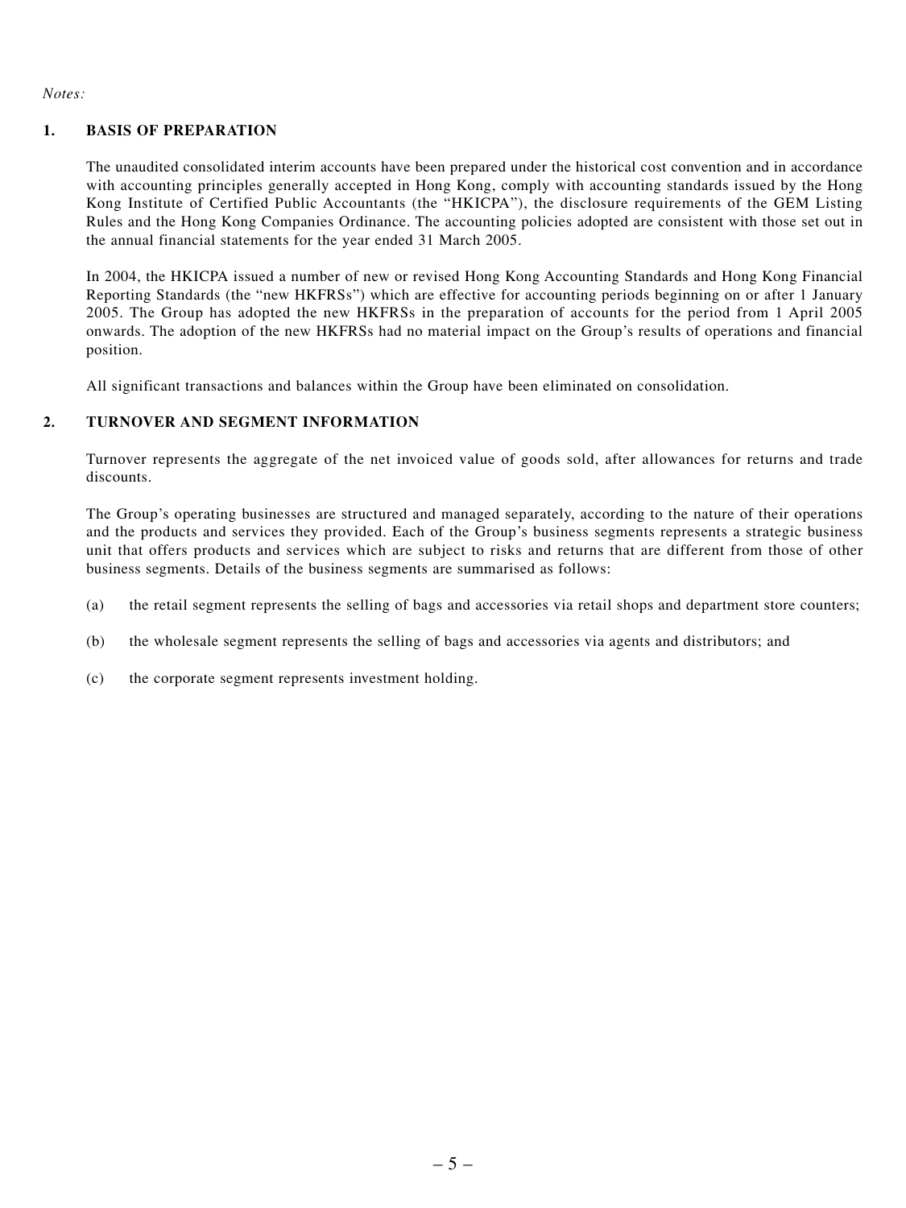*Notes:*

## 1. BASIS OF PREPARATION

The unaudited consolidated interim accounts have been prepared under the historical cost convention and in accordance with accounting principles generally accepted in Hong Kong, comply with accounting standards issued by the Hong Kong Institute of Certified Public Accountants (the "HKICPA"), the disclosure requirements of the GEM Listing Rules and the Hong Kong Companies Ordinance. The accounting policies adopted are consistent with those set out in the annual financial statements for the year ended 31 March 2005.

In 2004, the HKICPA issued a number of new or revised Hong Kong Accounting Standards and Hong Kong Financial Reporting Standards (the "new HKFRSs") which are effective for accounting periods beginning on or after 1 January 2005. The Group has adopted the new HKFRSs in the preparation of accounts for the period from 1 April 2005 onwards. The adoption of the new HKFRSs had no material impact on the Group's results of operations and financial position.

All significant transactions and balances within the Group have been eliminated on consolidation.

## 2. TURNOVER AND SEGMENT INFORMATION

Turnover represents the aggregate of the net invoiced value of goods sold, after allowances for returns and trade discounts.

The Group's operating businesses are structured and managed separately, according to the nature of their operations and the products and services they provided. Each of the Group's business segments represents a strategic business unit that offers products and services which are subject to risks and returns that are different from those of other business segments. Details of the business segments are summarised as follows:

(a) the retail segment represents the selling of bags and accessories via retail shops and department store counters;

(b) the wholesale segment represents the selling of bags and accessories via agents and distributors; and

(c) the corporate segment represents investment holding.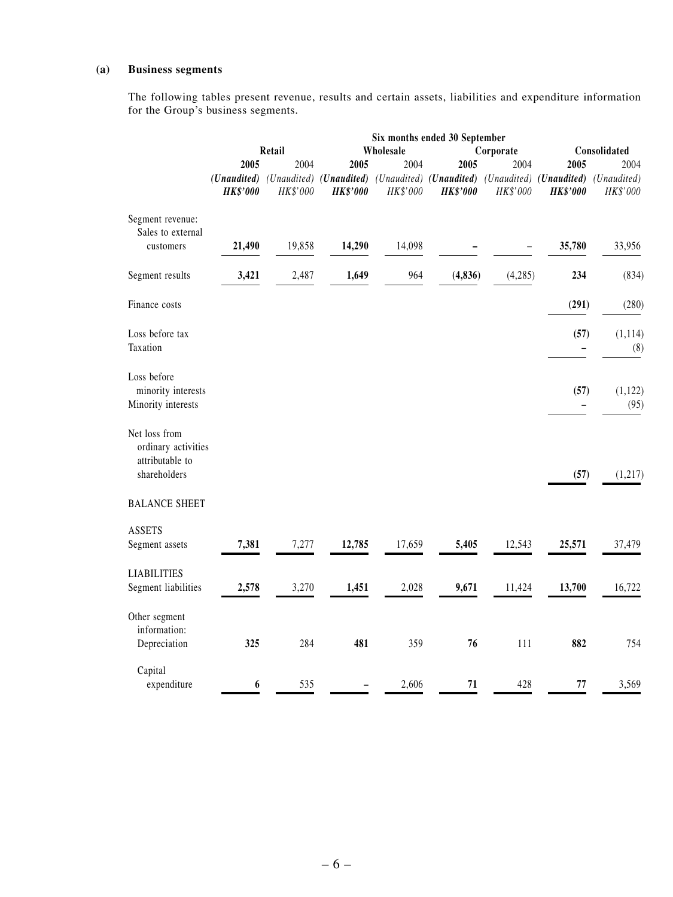**(a) Business segments**

The following tables present revenue, results and certain assets, liabilities and expenditure information for the Group's business segments.

| | Six months ended 30 September | | | | | | | |
|---|---|---|---|---|---|---|---|---|
| | Retail | | Wholesale | | Corporate | | Consolidated | |
| | **2005** | 2004 | **2005** | 2004 | **2005** | 2004 | **2005** | 2004 |
| | ***(Unaudited)*** | *(Unaudited)* | ***(Unaudited)*** | *(Unaudited)* | ***(Unaudited)*** | *(Unaudited)* | ***(Unaudited)*** | *(Unaudited)* |
| | ***HK$'000*** | *HK$'000* | ***HK$'000*** | *HK$'000* | ***HK$'000*** | *HK$'000* | ***HK$'000*** | *HK$'000* |
| Segment revenue: | | | | | | | | |
| Sales to external customers | **21,490** | 19,858 | **14,290** | 14,098 | **–** | – | **35,780** | 33,956 |
| Segment results | **3,421** | 2,487 | **1,649** | 964 | **(4,836)** | (4,285) | **234** | (834) |
| Finance costs | | | | | | | **(291)** | (280) |
| Loss before tax | | | | | | | **(57)** | (1,114) |
| Taxation | | | | | | | **–** | (8) |
| Loss before minority interests | | | | | | | **(57)** | (1,122) |
| Minority interests | | | | | | | **–** | (95) |
| Net loss from ordinary activities attributable to shareholders | | | | | | | **(57)** | (1,217) |
| BALANCE SHEET | | | | | | | | |
| ASSETS | | | | | | | | |
| Segment assets | **7,381** | 7,277 | **12,785** | 17,659 | **5,405** | 12,543 | **25,571** | 37,479 |
| LIABILITIES | | | | | | | | |
| Segment liabilities | **2,578** | 3,270 | **1,451** | 2,028 | **9,671** | 11,424 | **13,700** | 16,722 |
| Other segment information: | | | | | | | | |
| Depreciation | **325** | 284 | **481** | 359 | **76** | 111 | **882** | 754 |
| Capital expenditure | **6** | 535 | **–** | 2,606 | **71** | 428 | **77** | 3,569 |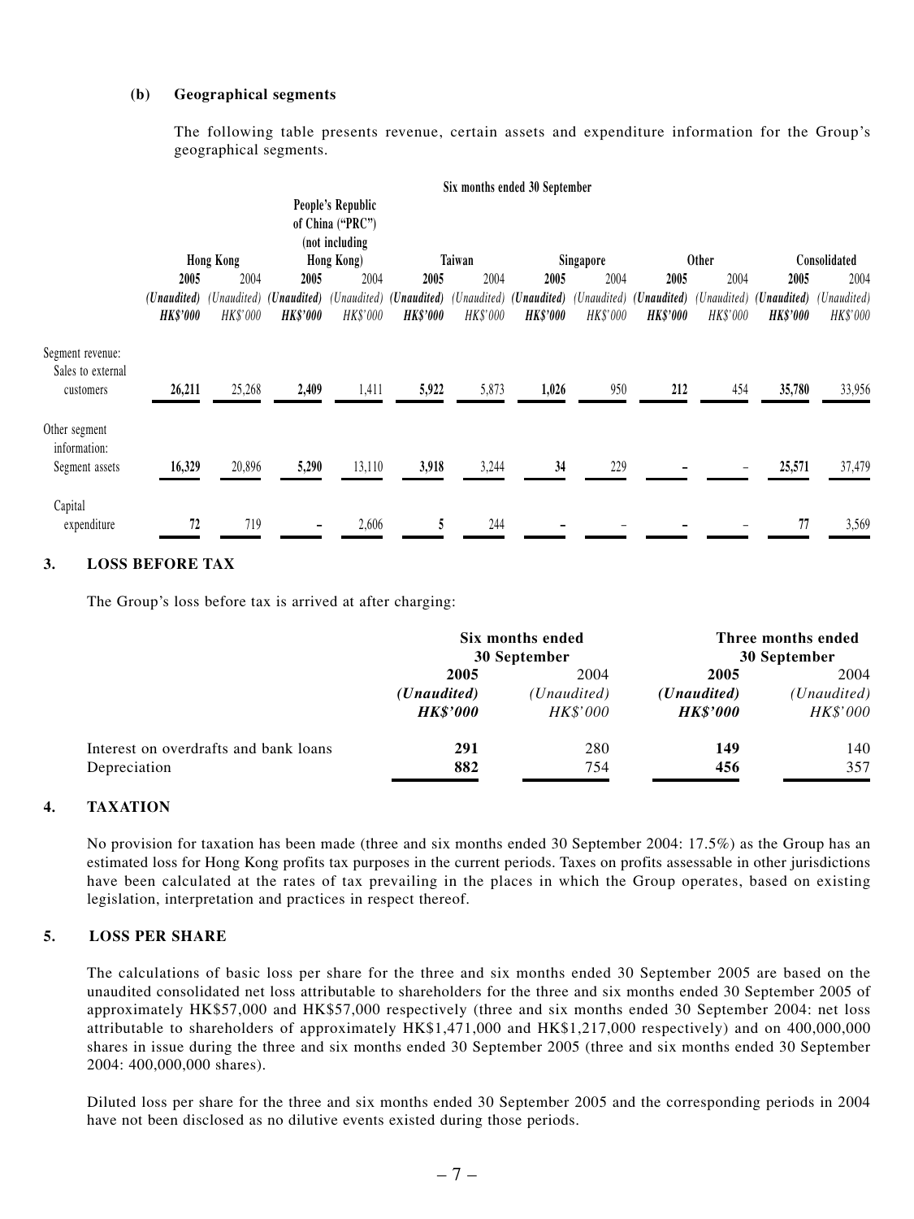**(b) Geographical segments**

The following table presents revenue, certain assets and expenditure information for the Group's geographical segments.

| | Six months ended 30 September | | | | | | | | | | | |
|---|---|---|---|---|---|---|---|---|---|---|---|---|
| | Hong Kong | | People's Republic of China ("PRC") (not including Hong Kong) | | Taiwan | | Singapore | | Other | | Consolidated | |
| | **2005** | 2004 | **2005** | 2004 | **2005** | 2004 | **2005** | 2004 | **2005** | 2004 | **2005** | 2004 |
| | ***(Unaudited)*** | *(Unaudited)* | ***(Unaudited)*** | *(Unaudited)* | ***(Unaudited)*** | *(Unaudited)* | ***(Unaudited)*** | *(Unaudited)* | ***(Unaudited)*** | *(Unaudited)* | ***(Unaudited)*** | *(Unaudited)* |
| | ***HK$'000*** | *HK$'000* | ***HK$'000*** | *HK$'000* | ***HK$'000*** | *HK$'000* | ***HK$'000*** | *HK$'000* | ***HK$'000*** | *HK$'000* | ***HK$'000*** | *HK$'000* |
| Segment revenue: | | | | | | | | | | | | |
| Sales to external customers | **26,211** | 25,268 | **2,409** | 1,411 | **5,922** | 5,873 | **1,026** | 950 | **212** | 454 | **35,780** | 33,956 |
| Other segment information: | | | | | | | | | | | | |
| Segment assets | **16,329** | 20,896 | **5,290** | 13,110 | **3,918** | 3,244 | **34** | 229 | **–** | – | **25,571** | 37,479 |
| Capital expenditure | **72** | 719 | **–** | 2,606 | **5** | 244 | **–** | – | **–** | – | **77** | 3,569 |

## 3. LOSS BEFORE TAX

The Group's loss before tax is arrived at after charging:

| | Six months ended 30 September | | Three months ended 30 September | |
|---|---|---|---|---|
| | **2005** | 2004 | **2005** | 2004 |
| | ***(Unaudited)*** | *(Unaudited)* | ***(Unaudited)*** | *(Unaudited)* |
| | ***HK$'000*** | *HK$'000* | ***HK$'000*** | *HK$'000* |
| Interest on overdrafts and bank loans | **291** | 280 | **149** | 140 |
| Depreciation | **882** | 754 | **456** | 357 |

## 4. TAXATION

No provision for taxation has been made (three and six months ended 30 September 2004: 17.5%) as the Group has an estimated loss for Hong Kong profits tax purposes in the current periods. Taxes on profits assessable in other jurisdictions have been calculated at the rates of tax prevailing in the places in which the Group operates, based on existing legislation, interpretation and practices in respect thereof.

## 5. LOSS PER SHARE

The calculations of basic loss per share for the three and six months ended 30 September 2005 are based on the unaudited consolidated net loss attributable to shareholders for the three and six months ended 30 September 2005 of approximately HK$57,000 and HK$57,000 respectively (three and six months ended 30 September 2004: net loss attributable to shareholders of approximately HK$1,471,000 and HK$1,217,000 respectively) and on 400,000,000 shares in issue during the three and six months ended 30 September 2005 (three and six months ended 30 September 2004: 400,000,000 shares).

Diluted loss per share for the three and six months ended 30 September 2005 and the corresponding periods in 2004 have not been disclosed as no dilutive events existed during those periods.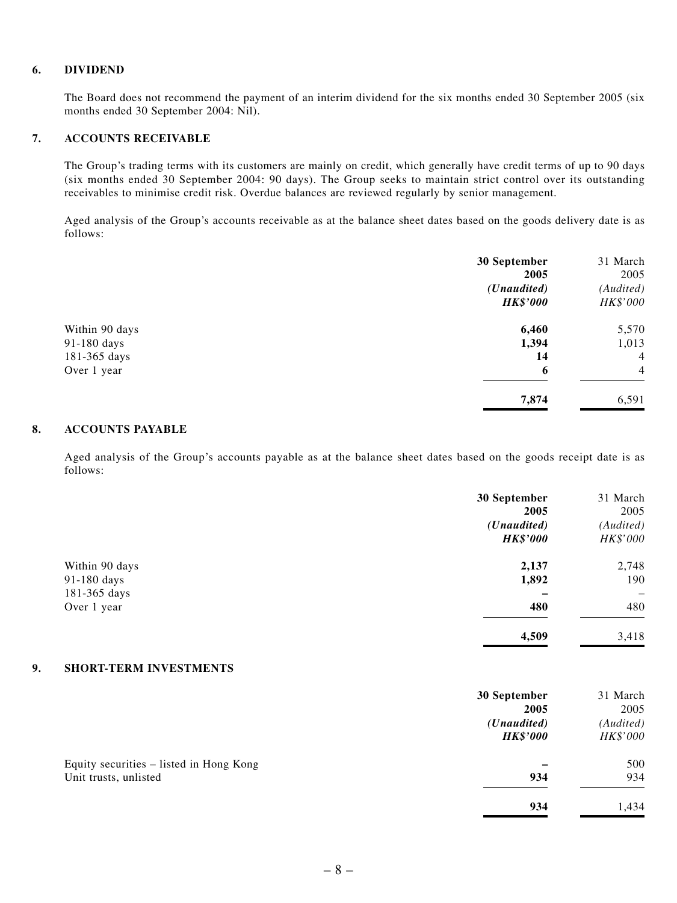## 6. DIVIDEND

The Board does not recommend the payment of an interim dividend for the six months ended 30 September 2005 (six months ended 30 September 2004: Nil).

## 7. ACCOUNTS RECEIVABLE

The Group's trading terms with its customers are mainly on credit, which generally have credit terms of up to 90 days (six months ended 30 September 2004: 90 days). The Group seeks to maintain strict control over its outstanding receivables to minimise credit risk. Overdue balances are reviewed regularly by senior management.

Aged analysis of the Group's accounts receivable as at the balance sheet dates based on the goods delivery date is as follows:

| | **30 September 2005** | 31 March 2005 |
|---|---|---|
| | ***(Unaudited)*** | *(Audited)* |
| | ***HK\$'000*** | *HK\$'000* |
| Within 90 days | **6,460** | 5,570 |
| 91-180 days | **1,394** | 1,013 |
| 181-365 days | **14** | 4 |
| Over 1 year | **6** | 4 |
| | **7,874** | 6,591 |

## 8. ACCOUNTS PAYABLE

Aged analysis of the Group's accounts payable as at the balance sheet dates based on the goods receipt date is as follows:

| | **30 September 2005** | 31 March 2005 |
|---|---|---|
| | ***(Unaudited)*** | *(Audited)* |
| | ***HK\$'000*** | *HK\$'000* |
| Within 90 days | **2,137** | 2,748 |
| 91-180 days | **1,892** | 190 |
| 181-365 days | **–** | – |
| Over 1 year | **480** | 480 |
| | **4,509** | 3,418 |

## 9. SHORT-TERM INVESTMENTS

| | **30 September 2005** | 31 March 2005 |
|---|---|---|
| | ***(Unaudited)*** | *(Audited)* |
| | ***HK\$'000*** | *HK\$'000* |
| Equity securities – listed in Hong Kong | **–** | 500 |
| Unit trusts, unlisted | **934** | 934 |
| | **934** | 1,434 |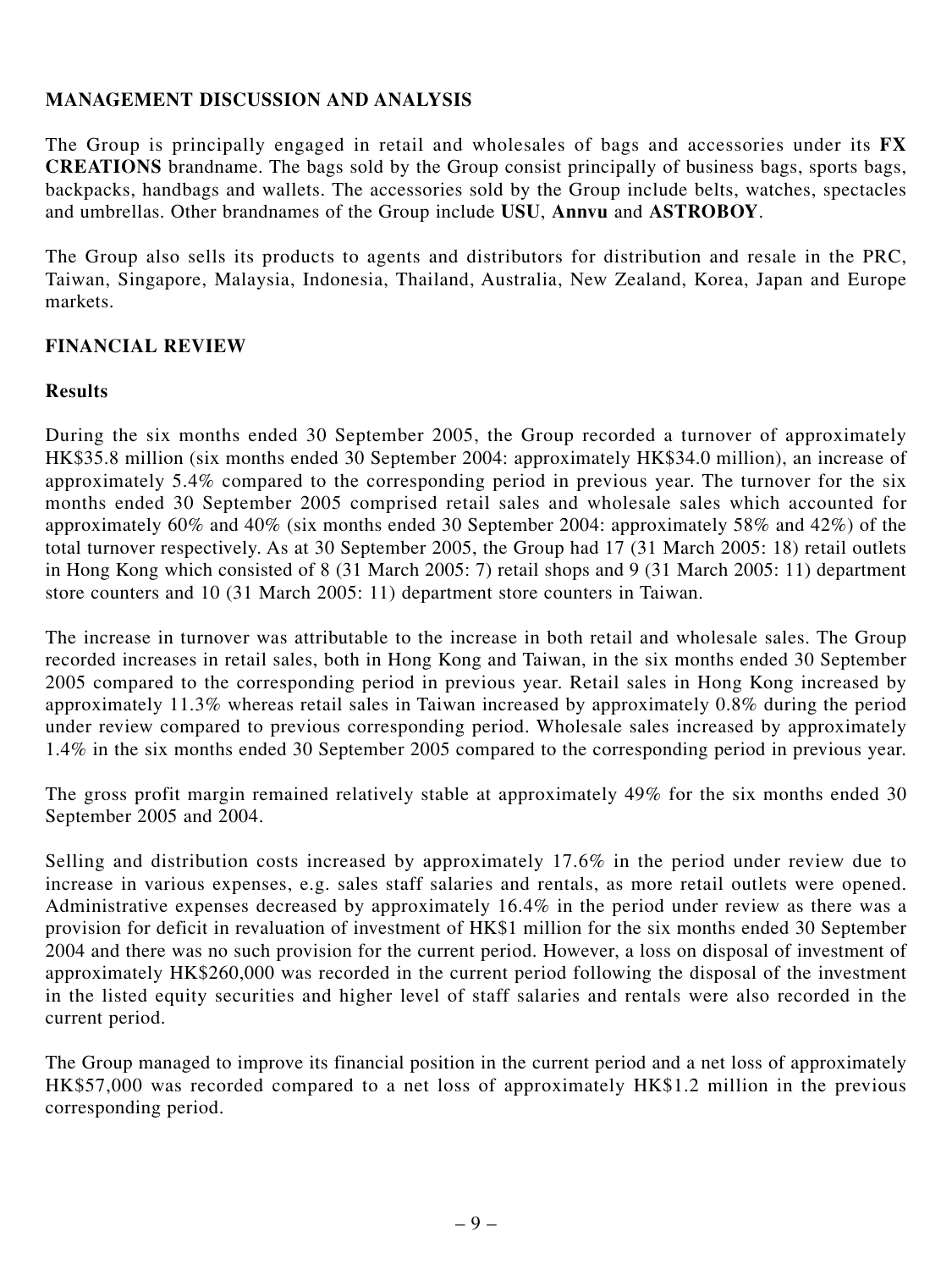## MANAGEMENT DISCUSSION AND ANALYSIS

The Group is principally engaged in retail and wholesales of bags and accessories under its **FX CREATIONS** brandname. The bags sold by the Group consist principally of business bags, sports bags, backpacks, handbags and wallets. The accessories sold by the Group include belts, watches, spectacles and umbrellas. Other brandnames of the Group include **USU**, **Annvu** and **ASTROBOY**.

The Group also sells its products to agents and distributors for distribution and resale in the PRC, Taiwan, Singapore, Malaysia, Indonesia, Thailand, Australia, New Zealand, Korea, Japan and Europe markets.

## FINANCIAL REVIEW

### Results

During the six months ended 30 September 2005, the Group recorded a turnover of approximately HK$35.8 million (six months ended 30 September 2004: approximately HK$34.0 million), an increase of approximately 5.4% compared to the corresponding period in previous year. The turnover for the six months ended 30 September 2005 comprised retail sales and wholesale sales which accounted for approximately 60% and 40% (six months ended 30 September 2004: approximately 58% and 42%) of the total turnover respectively. As at 30 September 2005, the Group had 17 (31 March 2005: 18) retail outlets in Hong Kong which consisted of 8 (31 March 2005: 7) retail shops and 9 (31 March 2005: 11) department store counters and 10 (31 March 2005: 11) department store counters in Taiwan.

The increase in turnover was attributable to the increase in both retail and wholesale sales. The Group recorded increases in retail sales, both in Hong Kong and Taiwan, in the six months ended 30 September 2005 compared to the corresponding period in previous year. Retail sales in Hong Kong increased by approximately 11.3% whereas retail sales in Taiwan increased by approximately 0.8% during the period under review compared to previous corresponding period. Wholesale sales increased by approximately 1.4% in the six months ended 30 September 2005 compared to the corresponding period in previous year.

The gross profit margin remained relatively stable at approximately 49% for the six months ended 30 September 2005 and 2004.

Selling and distribution costs increased by approximately 17.6% in the period under review due to increase in various expenses, e.g. sales staff salaries and rentals, as more retail outlets were opened. Administrative expenses decreased by approximately 16.4% in the period under review as there was a provision for deficit in revaluation of investment of HK$1 million for the six months ended 30 September 2004 and there was no such provision for the current period. However, a loss on disposal of investment of approximately HK$260,000 was recorded in the current period following the disposal of the investment in the listed equity securities and higher level of staff salaries and rentals were also recorded in the current period.

The Group managed to improve its financial position in the current period and a net loss of approximately HK$57,000 was recorded compared to a net loss of approximately HK$1.2 million in the previous corresponding period.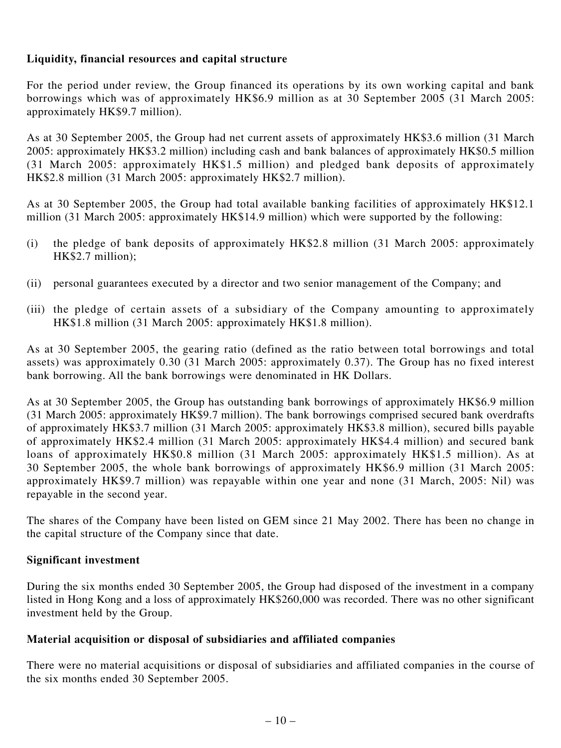**Liquidity, financial resources and capital structure**

For the period under review, the Group financed its operations by its own working capital and bank borrowings which was of approximately HK$6.9 million as at 30 September 2005 (31 March 2005: approximately HK$9.7 million).

As at 30 September 2005, the Group had net current assets of approximately HK$3.6 million (31 March 2005: approximately HK$3.2 million) including cash and bank balances of approximately HK$0.5 million (31 March 2005: approximately HK$1.5 million) and pledged bank deposits of approximately HK$2.8 million (31 March 2005: approximately HK$2.7 million).

As at 30 September 2005, the Group had total available banking facilities of approximately HK$12.1 million (31 March 2005: approximately HK$14.9 million) which were supported by the following:

(i) the pledge of bank deposits of approximately HK$2.8 million (31 March 2005: approximately HK$2.7 million);

(ii) personal guarantees executed by a director and two senior management of the Company; and

(iii) the pledge of certain assets of a subsidiary of the Company amounting to approximately HK$1.8 million (31 March 2005: approximately HK$1.8 million).

As at 30 September 2005, the gearing ratio (defined as the ratio between total borrowings and total assets) was approximately 0.30 (31 March 2005: approximately 0.37). The Group has no fixed interest bank borrowing. All the bank borrowings were denominated in HK Dollars.

As at 30 September 2005, the Group has outstanding bank borrowings of approximately HK$6.9 million (31 March 2005: approximately HK$9.7 million). The bank borrowings comprised secured bank overdrafts of approximately HK$3.7 million (31 March 2005: approximately HK$3.8 million), secured bills payable of approximately HK$2.4 million (31 March 2005: approximately HK$4.4 million) and secured bank loans of approximately HK$0.8 million (31 March 2005: approximately HK$1.5 million). As at 30 September 2005, the whole bank borrowings of approximately HK$6.9 million (31 March 2005: approximately HK$9.7 million) was repayable within one year and none (31 March, 2005: Nil) was repayable in the second year.

The shares of the Company have been listed on GEM since 21 May 2002. There has been no change in the capital structure of the Company since that date.

**Significant investment**

During the six months ended 30 September 2005, the Group had disposed of the investment in a company listed in Hong Kong and a loss of approximately HK$260,000 was recorded. There was no other significant investment held by the Group.

**Material acquisition or disposal of subsidiaries and affiliated companies**

There were no material acquisitions or disposal of subsidiaries and affiliated companies in the course of the six months ended 30 September 2005.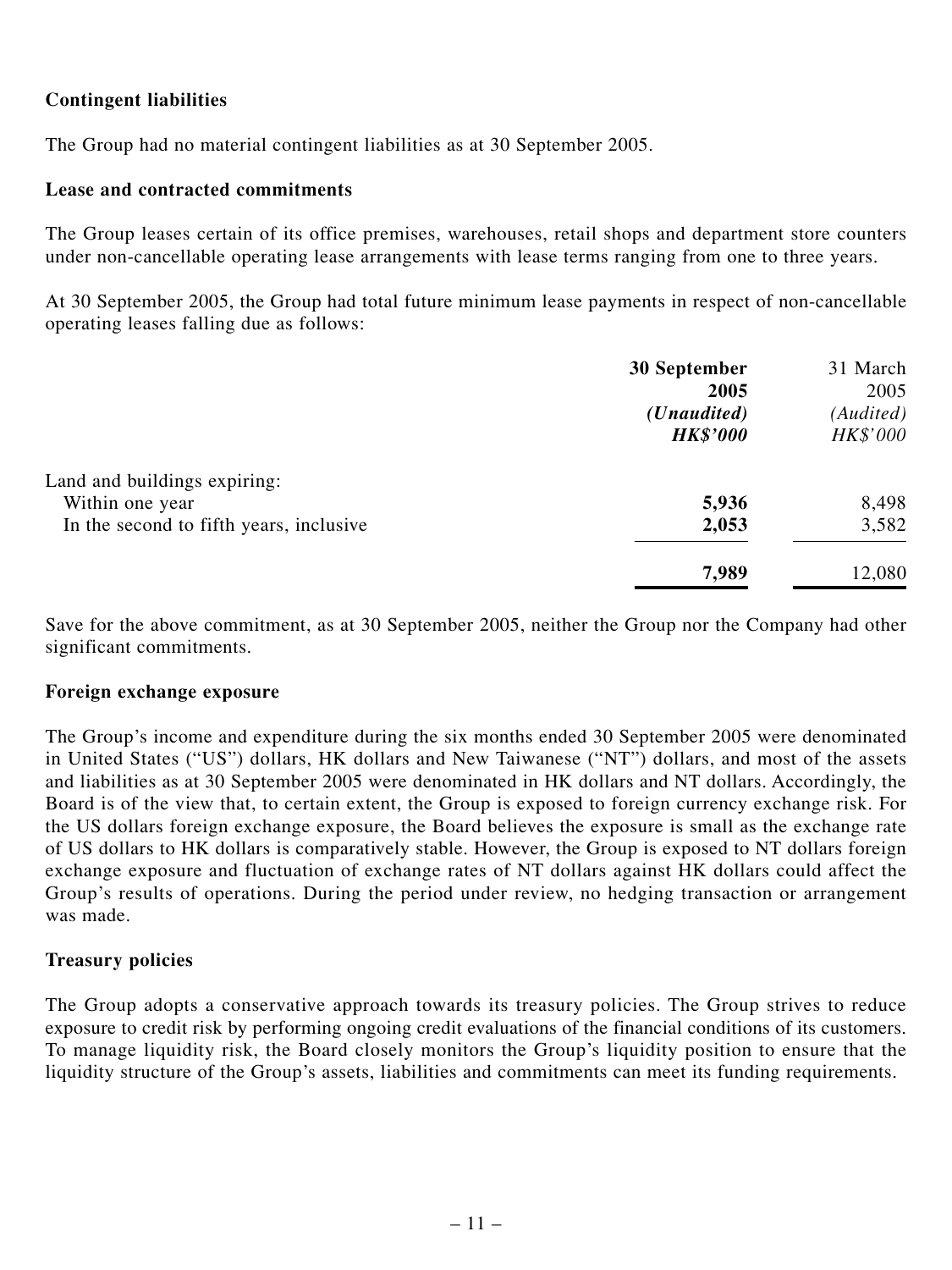**Contingent liabilities**

The Group had no material contingent liabilities as at 30 September 2005.

**Lease and contracted commitments**

The Group leases certain of its office premises, warehouses, retail shops and department store counters under non-cancellable operating lease arrangements with lease terms ranging from one to three years.

At 30 September 2005, the Group had total future minimum lease payments in respect of non-cancellable operating leases falling due as follows:

| | **30 September 2005** | 31 March 2005 |
|---|---|---|
| | ***(Unaudited)*** | *(Audited)* |
| | ***HK$'000*** | *HK$'000* |
| Land and buildings expiring: | | |
| Within one year | **5,936** | 8,498 |
| In the second to fifth years, inclusive | **2,053** | 3,582 |
| | **7,989** | 12,080 |

Save for the above commitment, as at 30 September 2005, neither the Group nor the Company had other significant commitments.

**Foreign exchange exposure**

The Group's income and expenditure during the six months ended 30 September 2005 were denominated in United States ("US") dollars, HK dollars and New Taiwanese ("NT") dollars, and most of the assets and liabilities as at 30 September 2005 were denominated in HK dollars and NT dollars. Accordingly, the Board is of the view that, to certain extent, the Group is exposed to foreign currency exchange risk. For the US dollars foreign exchange exposure, the Board believes the exposure is small as the exchange rate of US dollars to HK dollars is comparatively stable. However, the Group is exposed to NT dollars foreign exchange exposure and fluctuation of exchange rates of NT dollars against HK dollars could affect the Group's results of operations. During the period under review, no hedging transaction or arrangement was made.

**Treasury policies**

The Group adopts a conservative approach towards its treasury policies. The Group strives to reduce exposure to credit risk by performing ongoing credit evaluations of the financial conditions of its customers. To manage liquidity risk, the Board closely monitors the Group's liquidity position to ensure that the liquidity structure of the Group's assets, liabilities and commitments can meet its funding requirements.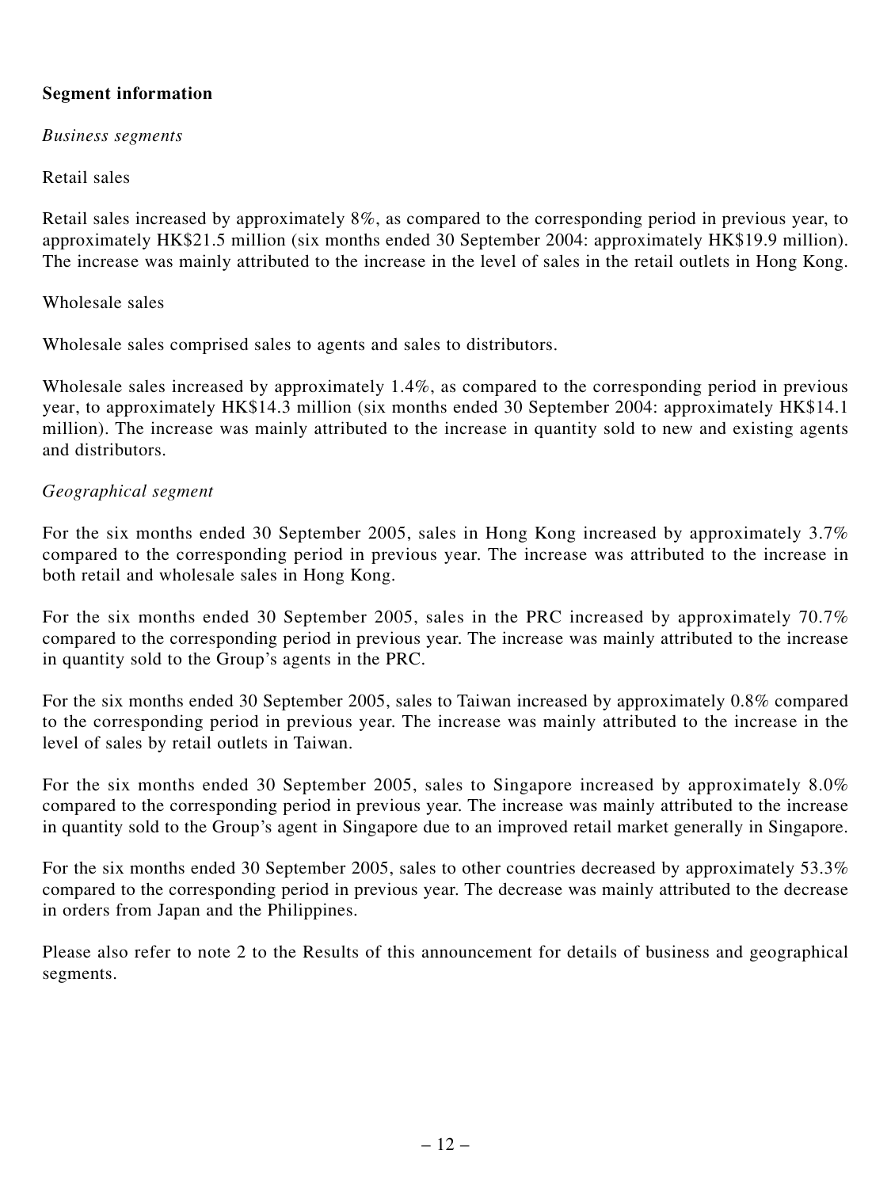## Segment information

*Business segments*

Retail sales

Retail sales increased by approximately 8%, as compared to the corresponding period in previous year, to approximately HK$21.5 million (six months ended 30 September 2004: approximately HK$19.9 million). The increase was mainly attributed to the increase in the level of sales in the retail outlets in Hong Kong.

Wholesale sales

Wholesale sales comprised sales to agents and sales to distributors.

Wholesale sales increased by approximately 1.4%, as compared to the corresponding period in previous year, to approximately HK$14.3 million (six months ended 30 September 2004: approximately HK$14.1 million). The increase was mainly attributed to the increase in quantity sold to new and existing agents and distributors.

*Geographical segment*

For the six months ended 30 September 2005, sales in Hong Kong increased by approximately 3.7% compared to the corresponding period in previous year. The increase was attributed to the increase in both retail and wholesale sales in Hong Kong.

For the six months ended 30 September 2005, sales in the PRC increased by approximately 70.7% compared to the corresponding period in previous year. The increase was mainly attributed to the increase in quantity sold to the Group's agents in the PRC.

For the six months ended 30 September 2005, sales to Taiwan increased by approximately 0.8% compared to the corresponding period in previous year. The increase was mainly attributed to the increase in the level of sales by retail outlets in Taiwan.

For the six months ended 30 September 2005, sales to Singapore increased by approximately 8.0% compared to the corresponding period in previous year. The increase was mainly attributed to the increase in quantity sold to the Group's agent in Singapore due to an improved retail market generally in Singapore.

For the six months ended 30 September 2005, sales to other countries decreased by approximately 53.3% compared to the corresponding period in previous year. The decrease was mainly attributed to the decrease in orders from Japan and the Philippines.

Please also refer to note 2 to the Results of this announcement for details of business and geographical segments.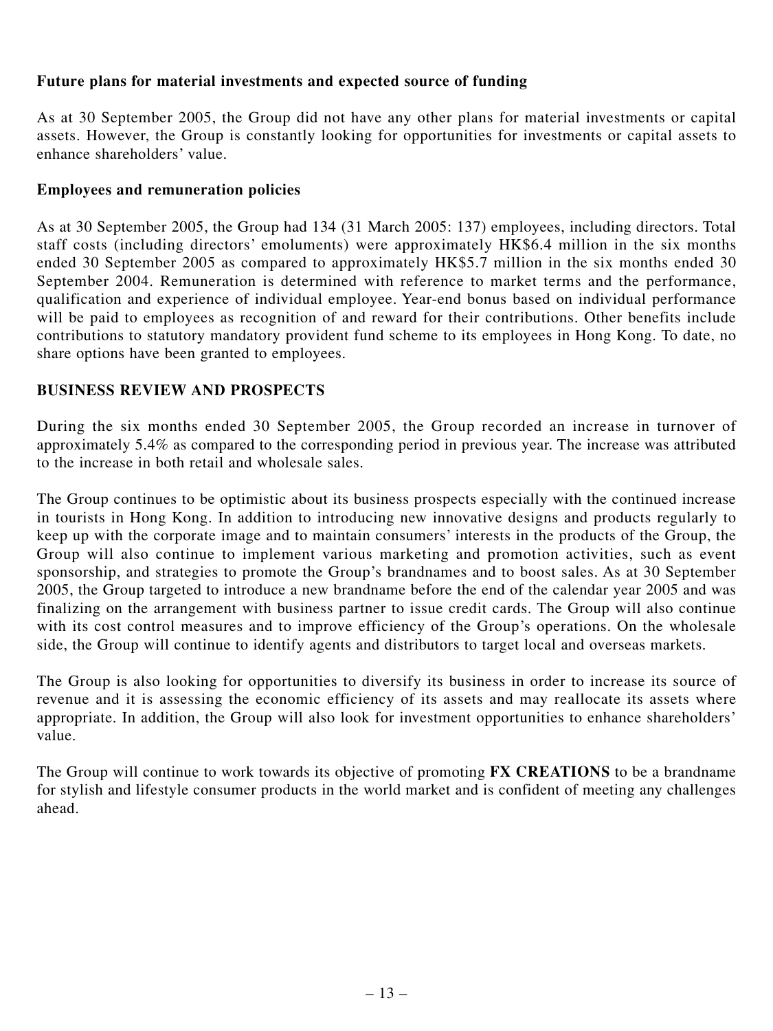**Future plans for material investments and expected source of funding**

As at 30 September 2005, the Group did not have any other plans for material investments or capital assets. However, the Group is constantly looking for opportunities for investments or capital assets to enhance shareholders' value.

**Employees and remuneration policies**

As at 30 September 2005, the Group had 134 (31 March 2005: 137) employees, including directors. Total staff costs (including directors' emoluments) were approximately HK$6.4 million in the six months ended 30 September 2005 as compared to approximately HK$5.7 million in the six months ended 30 September 2004. Remuneration is determined with reference to market terms and the performance, qualification and experience of individual employee. Year-end bonus based on individual performance will be paid to employees as recognition of and reward for their contributions. Other benefits include contributions to statutory mandatory provident fund scheme to its employees in Hong Kong. To date, no share options have been granted to employees.

## BUSINESS REVIEW AND PROSPECTS

During the six months ended 30 September 2005, the Group recorded an increase in turnover of approximately 5.4% as compared to the corresponding period in previous year. The increase was attributed to the increase in both retail and wholesale sales.

The Group continues to be optimistic about its business prospects especially with the continued increase in tourists in Hong Kong. In addition to introducing new innovative designs and products regularly to keep up with the corporate image and to maintain consumers' interests in the products of the Group, the Group will also continue to implement various marketing and promotion activities, such as event sponsorship, and strategies to promote the Group's brandnames and to boost sales. As at 30 September 2005, the Group targeted to introduce a new brandname before the end of the calendar year 2005 and was finalizing on the arrangement with business partner to issue credit cards. The Group will also continue with its cost control measures and to improve efficiency of the Group's operations. On the wholesale side, the Group will continue to identify agents and distributors to target local and overseas markets.

The Group is also looking for opportunities to diversify its business in order to increase its source of revenue and it is assessing the economic efficiency of its assets and may reallocate its assets where appropriate. In addition, the Group will also look for investment opportunities to enhance shareholders' value.

The Group will continue to work towards its objective of promoting **FX CREATIONS** to be a brandname for stylish and lifestyle consumer products in the world market and is confident of meeting any challenges ahead.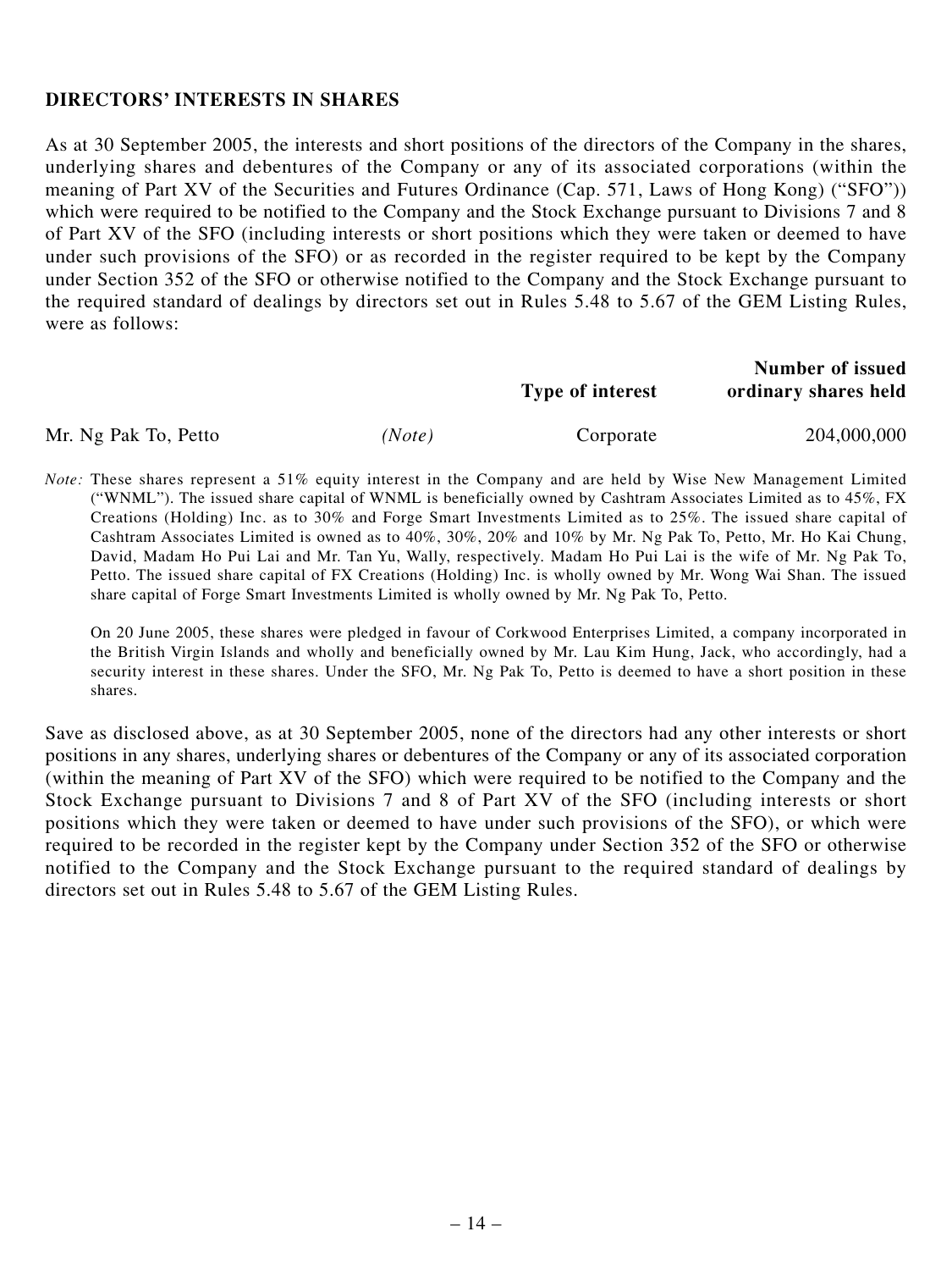## DIRECTORS' INTERESTS IN SHARES

As at 30 September 2005, the interests and short positions of the directors of the Company in the shares, underlying shares and debentures of the Company or any of its associated corporations (within the meaning of Part XV of the Securities and Futures Ordinance (Cap. 571, Laws of Hong Kong) ("SFO")) which were required to be notified to the Company and the Stock Exchange pursuant to Divisions 7 and 8 of Part XV of the SFO (including interests or short positions which they were taken or deemed to have under such provisions of the SFO) or as recorded in the register required to be kept by the Company under Section 352 of the SFO or otherwise notified to the Company and the Stock Exchange pursuant to the required standard of dealings by directors set out in Rules 5.48 to 5.67 of the GEM Listing Rules, were as follows:

| | | Type of interest | Number of issued ordinary shares held |
|---|---|---|---|
| Mr. Ng Pak To, Petto | *(Note)* | Corporate | 204,000,000 |

*Note:* These shares represent a 51% equity interest in the Company and are held by Wise New Management Limited ("WNML"). The issued share capital of WNML is beneficially owned by Cashtram Associates Limited as to 45%, FX Creations (Holding) Inc. as to 30% and Forge Smart Investments Limited as to 25%. The issued share capital of Cashtram Associates Limited is owned as to 40%, 30%, 20% and 10% by Mr. Ng Pak To, Petto, Mr. Ho Kai Chung, David, Madam Ho Pui Lai and Mr. Tan Yu, Wally, respectively. Madam Ho Pui Lai is the wife of Mr. Ng Pak To, Petto. The issued share capital of FX Creations (Holding) Inc. is wholly owned by Mr. Wong Wai Shan. The issued share capital of Forge Smart Investments Limited is wholly owned by Mr. Ng Pak To, Petto.

On 20 June 2005, these shares were pledged in favour of Corkwood Enterprises Limited, a company incorporated in the British Virgin Islands and wholly and beneficially owned by Mr. Lau Kim Hung, Jack, who accordingly, had a security interest in these shares. Under the SFO, Mr. Ng Pak To, Petto is deemed to have a short position in these shares.

Save as disclosed above, as at 30 September 2005, none of the directors had any other interests or short positions in any shares, underlying shares or debentures of the Company or any of its associated corporation (within the meaning of Part XV of the SFO) which were required to be notified to the Company and the Stock Exchange pursuant to Divisions 7 and 8 of Part XV of the SFO (including interests or short positions which they were taken or deemed to have under such provisions of the SFO), or which were required to be recorded in the register kept by the Company under Section 352 of the SFO or otherwise notified to the Company and the Stock Exchange pursuant to the required standard of dealings by directors set out in Rules 5.48 to 5.67 of the GEM Listing Rules.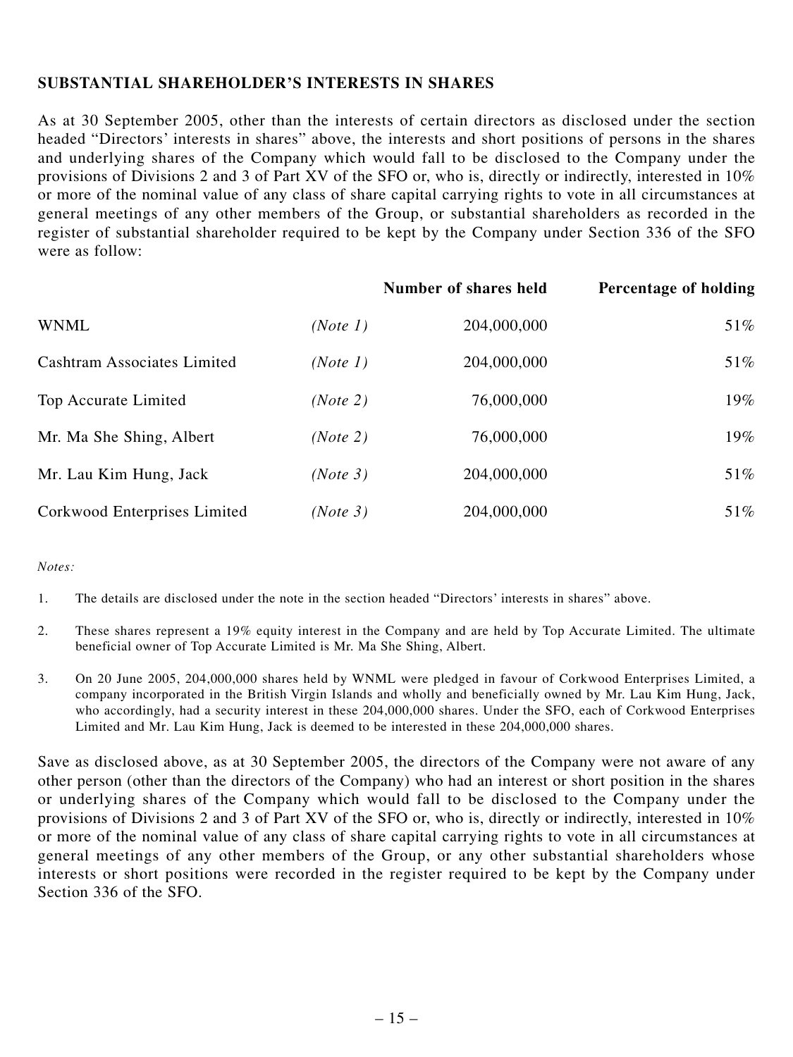## SUBSTANTIAL SHAREHOLDER'S INTERESTS IN SHARES

As at 30 September 2005, other than the interests of certain directors as disclosed under the section headed "Directors' interests in shares" above, the interests and short positions of persons in the shares and underlying shares of the Company which would fall to be disclosed to the Company under the provisions of Divisions 2 and 3 of Part XV of the SFO or, who is, directly or indirectly, interested in 10% or more of the nominal value of any class of share capital carrying rights to vote in all circumstances at general meetings of any other members of the Group, or substantial shareholders as recorded in the register of substantial shareholder required to be kept by the Company under Section 336 of the SFO were as follow:

| | | Number of shares held | Percentage of holding |
|---|---|---|---|
| WNML | *(Note 1)* | 204,000,000 | 51% |
| Cashtram Associates Limited | *(Note 1)* | 204,000,000 | 51% |
| Top Accurate Limited | *(Note 2)* | 76,000,000 | 19% |
| Mr. Ma She Shing, Albert | *(Note 2)* | 76,000,000 | 19% |
| Mr. Lau Kim Hung, Jack | *(Note 3)* | 204,000,000 | 51% |
| Corkwood Enterprises Limited | *(Note 3)* | 204,000,000 | 51% |

*Notes:*

1. The details are disclosed under the note in the section headed "Directors' interests in shares" above.

2. These shares represent a 19% equity interest in the Company and are held by Top Accurate Limited. The ultimate beneficial owner of Top Accurate Limited is Mr. Ma She Shing, Albert.

3. On 20 June 2005, 204,000,000 shares held by WNML were pledged in favour of Corkwood Enterprises Limited, a company incorporated in the British Virgin Islands and wholly and beneficially owned by Mr. Lau Kim Hung, Jack, who accordingly, had a security interest in these 204,000,000 shares. Under the SFO, each of Corkwood Enterprises Limited and Mr. Lau Kim Hung, Jack is deemed to be interested in these 204,000,000 shares.

Save as disclosed above, as at 30 September 2005, the directors of the Company were not aware of any other person (other than the directors of the Company) who had an interest or short position in the shares or underlying shares of the Company which would fall to be disclosed to the Company under the provisions of Divisions 2 and 3 of Part XV of the SFO or, who is, directly or indirectly, interested in 10% or more of the nominal value of any class of share capital carrying rights to vote in all circumstances at general meetings of any other members of the Group, or any other substantial shareholders whose interests or short positions were recorded in the register required to be kept by the Company under Section 336 of the SFO.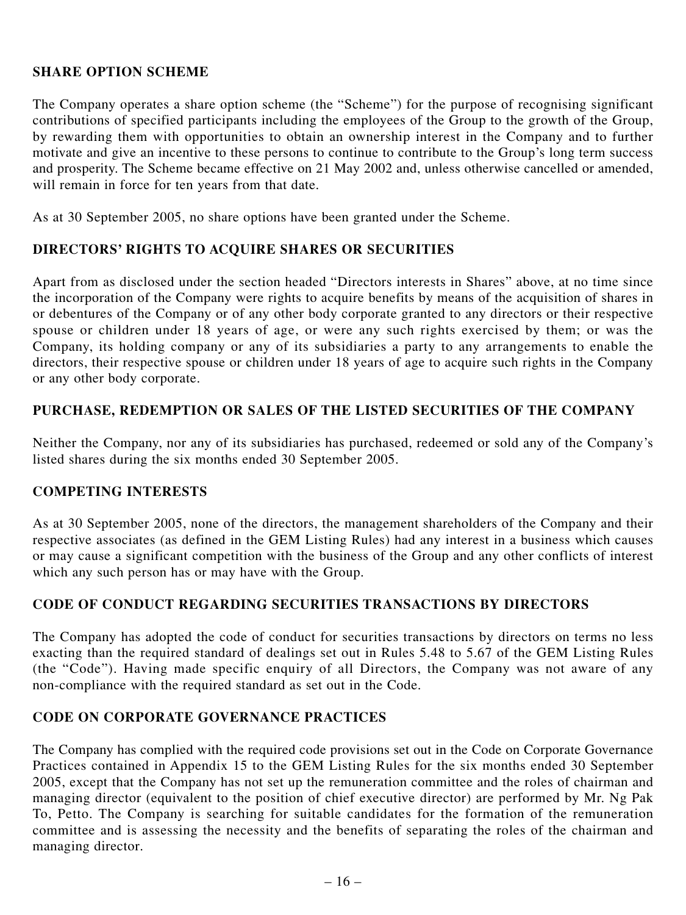## SHARE OPTION SCHEME

The Company operates a share option scheme (the "Scheme") for the purpose of recognising significant contributions of specified participants including the employees of the Group to the growth of the Group, by rewarding them with opportunities to obtain an ownership interest in the Company and to further motivate and give an incentive to these persons to continue to contribute to the Group's long term success and prosperity. The Scheme became effective on 21 May 2002 and, unless otherwise cancelled or amended, will remain in force for ten years from that date.

As at 30 September 2005, no share options have been granted under the Scheme.

## DIRECTORS' RIGHTS TO ACQUIRE SHARES OR SECURITIES

Apart from as disclosed under the section headed "Directors interests in Shares" above, at no time since the incorporation of the Company were rights to acquire benefits by means of the acquisition of shares in or debentures of the Company or of any other body corporate granted to any directors or their respective spouse or children under 18 years of age, or were any such rights exercised by them; or was the Company, its holding company or any of its subsidiaries a party to any arrangements to enable the directors, their respective spouse or children under 18 years of age to acquire such rights in the Company or any other body corporate.

## PURCHASE, REDEMPTION OR SALES OF THE LISTED SECURITIES OF THE COMPANY

Neither the Company, nor any of its subsidiaries has purchased, redeemed or sold any of the Company's listed shares during the six months ended 30 September 2005.

## COMPETING INTERESTS

As at 30 September 2005, none of the directors, the management shareholders of the Company and their respective associates (as defined in the GEM Listing Rules) had any interest in a business which causes or may cause a significant competition with the business of the Group and any other conflicts of interest which any such person has or may have with the Group.

## CODE OF CONDUCT REGARDING SECURITIES TRANSACTIONS BY DIRECTORS

The Company has adopted the code of conduct for securities transactions by directors on terms no less exacting than the required standard of dealings set out in Rules 5.48 to 5.67 of the GEM Listing Rules (the "Code"). Having made specific enquiry of all Directors, the Company was not aware of any non-compliance with the required standard as set out in the Code.

## CODE ON CORPORATE GOVERNANCE PRACTICES

The Company has complied with the required code provisions set out in the Code on Corporate Governance Practices contained in Appendix 15 to the GEM Listing Rules for the six months ended 30 September 2005, except that the Company has not set up the remuneration committee and the roles of chairman and managing director (equivalent to the position of chief executive director) are performed by Mr. Ng Pak To, Petto. The Company is searching for suitable candidates for the formation of the remuneration committee and is assessing the necessity and the benefits of separating the roles of the chairman and managing director.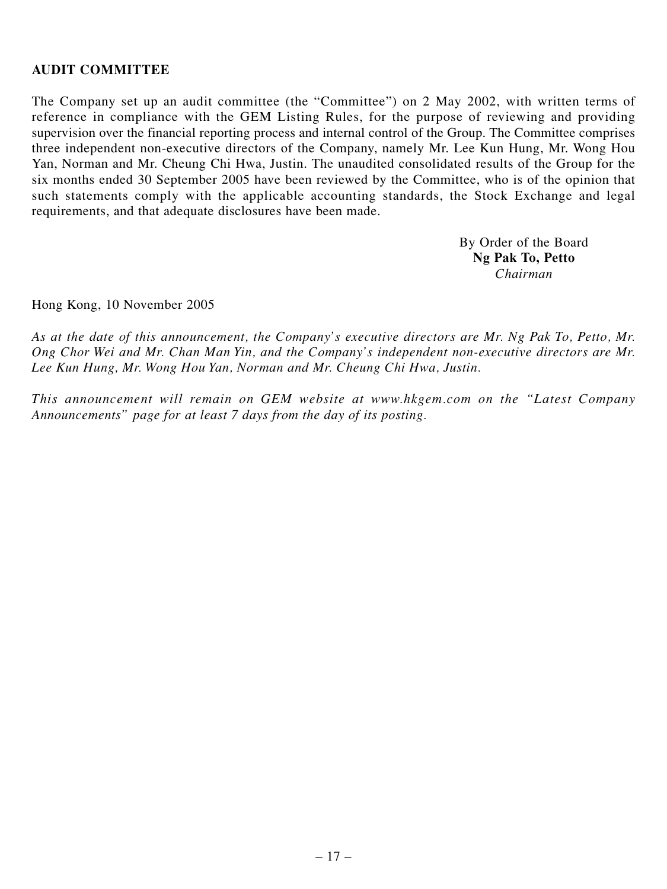**AUDIT COMMITTEE**

The Company set up an audit committee (the "Committee") on 2 May 2002, with written terms of reference in compliance with the GEM Listing Rules, for the purpose of reviewing and providing supervision over the financial reporting process and internal control of the Group. The Committee comprises three independent non-executive directors of the Company, namely Mr. Lee Kun Hung, Mr. Wong Hou Yan, Norman and Mr. Cheung Chi Hwa, Justin. The unaudited consolidated results of the Group for the six months ended 30 September 2005 have been reviewed by the Committee, who is of the opinion that such statements comply with the applicable accounting standards, the Stock Exchange and legal requirements, and that adequate disclosures have been made.

By Order of the Board
**Ng Pak To, Petto**
*Chairman*

Hong Kong, 10 November 2005

*As at the date of this announcement, the Company's executive directors are Mr. Ng Pak To, Petto, Mr. Ong Chor Wei and Mr. Chan Man Yin, and the Company's independent non-executive directors are Mr. Lee Kun Hung, Mr. Wong Hou Yan, Norman and Mr. Cheung Chi Hwa, Justin.*

*This announcement will remain on GEM website at www.hkgem.com on the "Latest Company Announcements" page for at least 7 days from the day of its posting.*